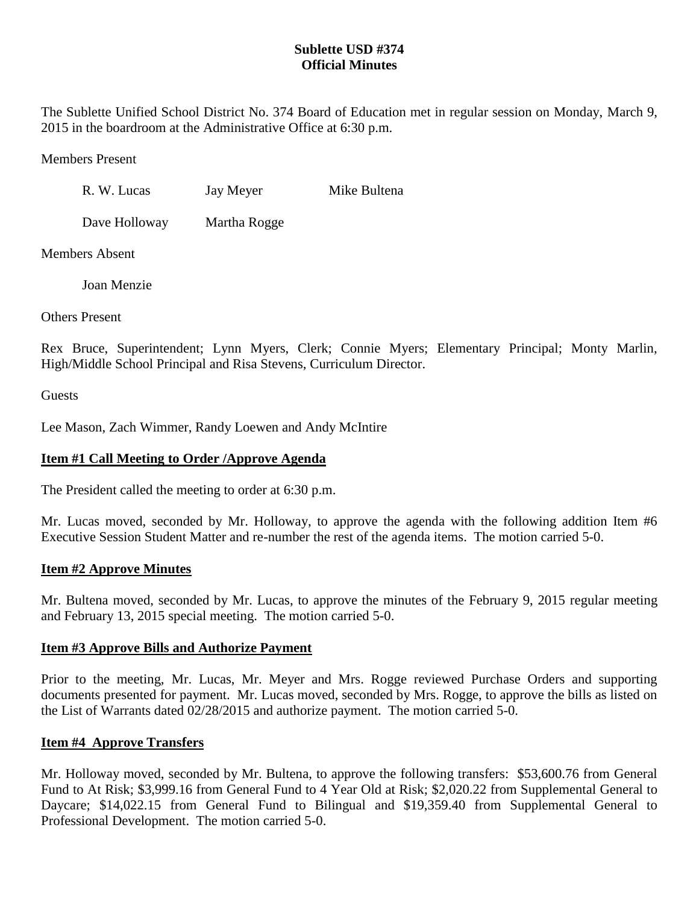**Sublette USD #374**
**Official Minutes**

The Sublette Unified School District No. 374 Board of Education met in regular session on Monday, March 9, 2015 in the boardroom at the Administrative Office at 6:30 p.m.

Members Present

R. W. Lucas    Jay Meyer    Mike Bultena

Dave Holloway    Martha Rogge

Members Absent

Joan Menzie

Others Present

Rex Bruce, Superintendent; Lynn Myers, Clerk; Connie Myers; Elementary Principal; Monty Marlin, High/Middle School Principal and Risa Stevens, Curriculum Director.

Guests

Lee Mason, Zach Wimmer, Randy Loewen and Andy McIntire

**Item #1 Call Meeting to Order /Approve Agenda**

The President called the meeting to order at 6:30 p.m.

Mr. Lucas moved, seconded by Mr. Holloway, to approve the agenda with the following addition Item #6 Executive Session Student Matter and re-number the rest of the agenda items. The motion carried 5-0.

**Item #2 Approve Minutes**

Mr. Bultena moved, seconded by Mr. Lucas, to approve the minutes of the February 9, 2015 regular meeting and February 13, 2015 special meeting. The motion carried 5-0.

**Item #3 Approve Bills and Authorize Payment**

Prior to the meeting, Mr. Lucas, Mr. Meyer and Mrs. Rogge reviewed Purchase Orders and supporting documents presented for payment. Mr. Lucas moved, seconded by Mrs. Rogge, to approve the bills as listed on the List of Warrants dated 02/28/2015 and authorize payment. The motion carried 5-0.

**Item #4 Approve Transfers**

Mr. Holloway moved, seconded by Mr. Bultena, to approve the following transfers: $53,600.76 from General Fund to At Risk; $3,999.16 from General Fund to 4 Year Old at Risk; $2,020.22 from Supplemental General to Daycare; $14,022.15 from General Fund to Bilingual and $19,359.40 from Supplemental General to Professional Development. The motion carried 5-0.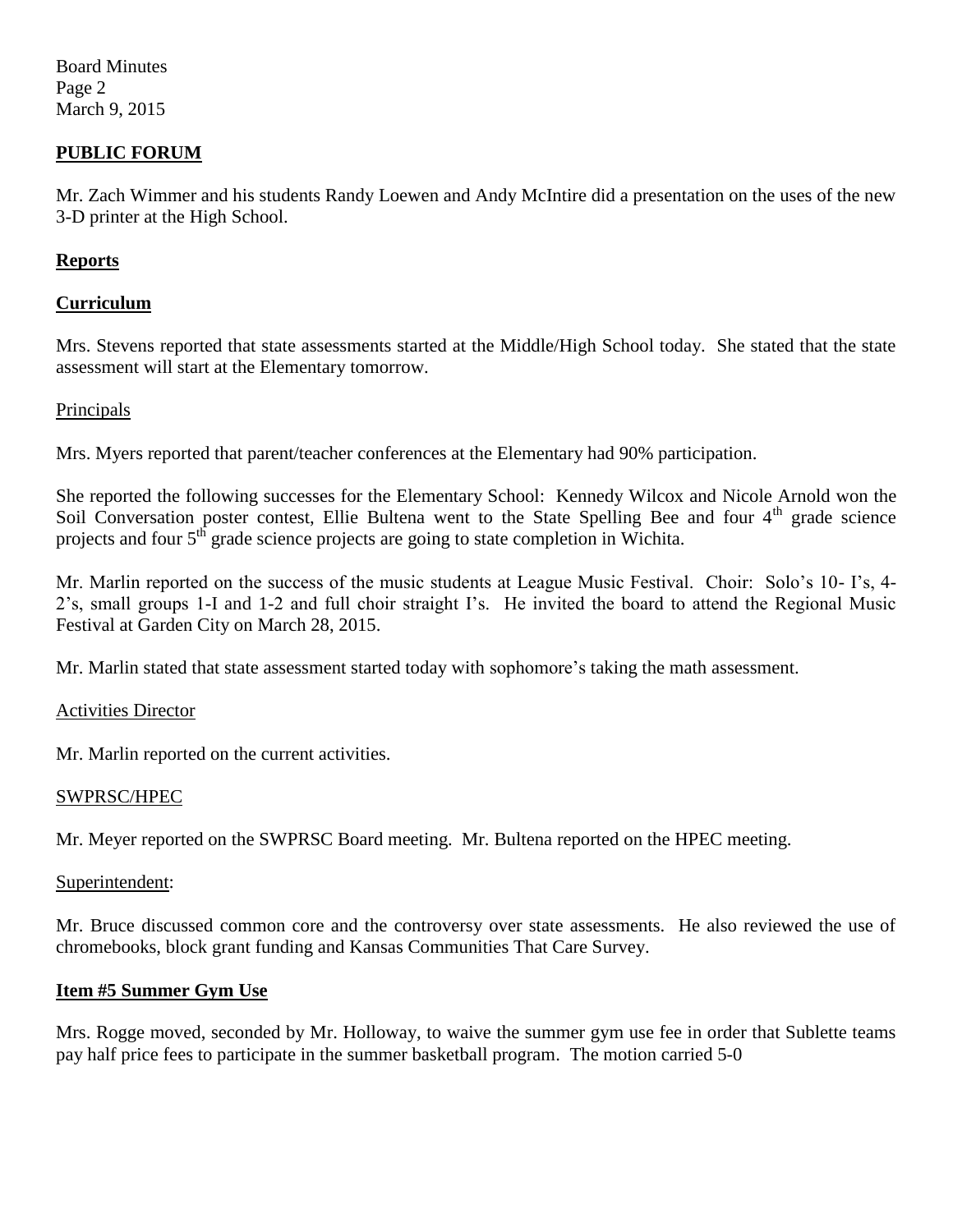## PUBLIC FORUM

Mr. Zach Wimmer and his students Randy Loewen and Andy McIntire did a presentation on the uses of the new 3-D printer at the High School.

## Reports

### Curriculum

Mrs. Stevens reported that state assessments started at the Middle/High School today. She stated that the state assessment will start at the Elementary tomorrow.

Principals

Mrs. Myers reported that parent/teacher conferences at the Elementary had 90% participation.

She reported the following successes for the Elementary School: Kennedy Wilcox and Nicole Arnold won the Soil Conversation poster contest, Ellie Bultena went to the State Spelling Bee and four 4th grade science projects and four 5th grade science projects are going to state completion in Wichita.

Mr. Marlin reported on the success of the music students at League Music Festival. Choir: Solo's 10- I's, 4- 2's, small groups 1-I and 1-2 and full choir straight I's. He invited the board to attend the Regional Music Festival at Garden City on March 28, 2015.

Mr. Marlin stated that state assessment started today with sophomore's taking the math assessment.

Activities Director

Mr. Marlin reported on the current activities.

SWPRSC/HPEC

Mr. Meyer reported on the SWPRSC Board meeting. Mr. Bultena reported on the HPEC meeting.

Superintendent:

Mr. Bruce discussed common core and the controversy over state assessments. He also reviewed the use of chromebooks, block grant funding and Kansas Communities That Care Survey.

## Item #5 Summer Gym Use

Mrs. Rogge moved, seconded by Mr. Holloway, to waive the summer gym use fee in order that Sublette teams pay half price fees to participate in the summer basketball program. The motion carried 5-0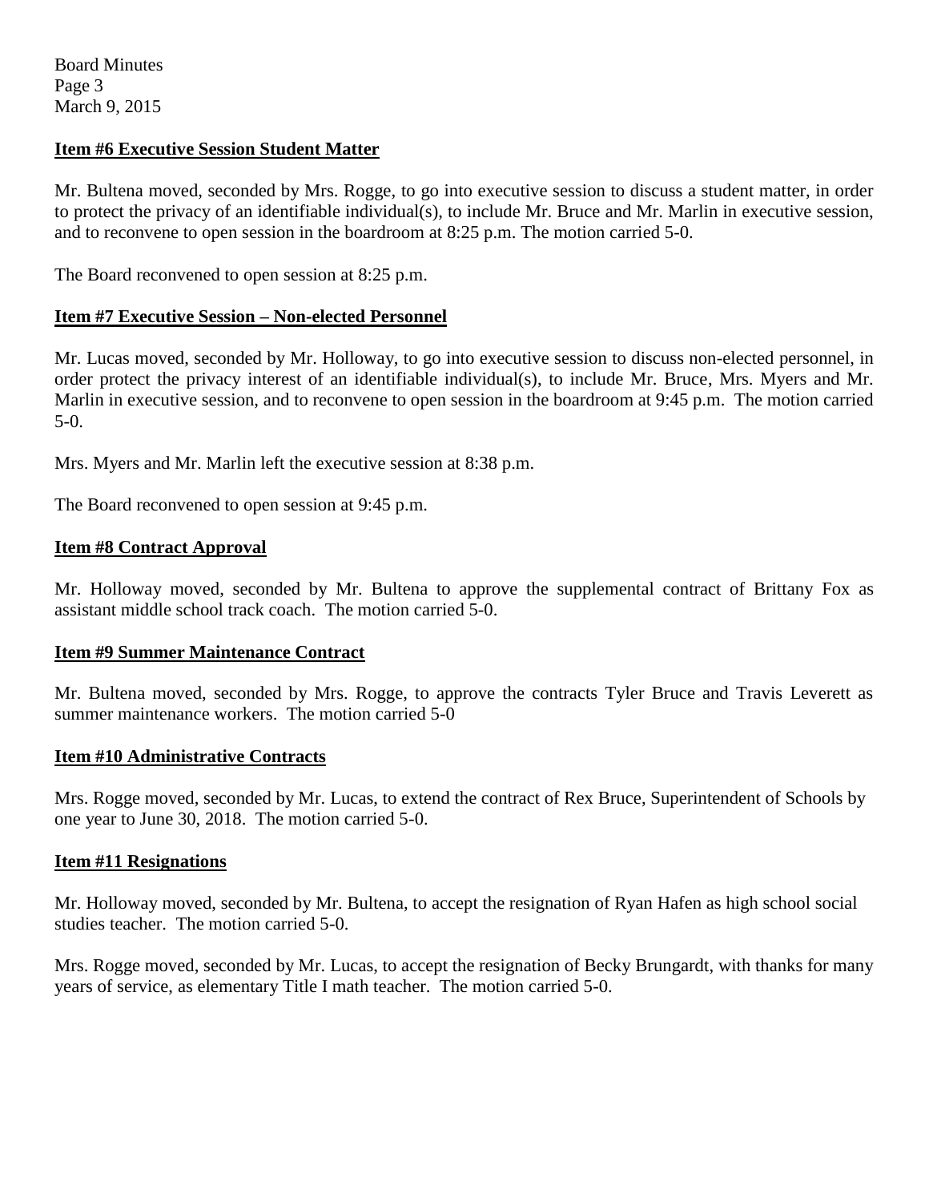**Item #6 Executive Session Student Matter**

Mr. Bultena moved, seconded by Mrs. Rogge, to go into executive session to discuss a student matter, in order to protect the privacy of an identifiable individual(s), to include Mr. Bruce and Mr. Marlin in executive session, and to reconvene to open session in the boardroom at 8:25 p.m. The motion carried 5-0.

The Board reconvened to open session at 8:25 p.m.

**Item #7 Executive Session – Non-elected Personnel**

Mr. Lucas moved, seconded by Mr. Holloway, to go into executive session to discuss non-elected personnel, in order protect the privacy interest of an identifiable individual(s), to include Mr. Bruce, Mrs. Myers and Mr. Marlin in executive session, and to reconvene to open session in the boardroom at 9:45 p.m. The motion carried 5-0.

Mrs. Myers and Mr. Marlin left the executive session at 8:38 p.m.

The Board reconvened to open session at 9:45 p.m.

**Item #8 Contract Approval**

Mr. Holloway moved, seconded by Mr. Bultena to approve the supplemental contract of Brittany Fox as assistant middle school track coach. The motion carried 5-0.

**Item #9 Summer Maintenance Contract**

Mr. Bultena moved, seconded by Mrs. Rogge, to approve the contracts Tyler Bruce and Travis Leverett as summer maintenance workers. The motion carried 5-0

**Item #10 Administrative Contracts**

Mrs. Rogge moved, seconded by Mr. Lucas, to extend the contract of Rex Bruce, Superintendent of Schools by one year to June 30, 2018. The motion carried 5-0.

**Item #11 Resignations**

Mr. Holloway moved, seconded by Mr. Bultena, to accept the resignation of Ryan Hafen as high school social studies teacher. The motion carried 5-0.

Mrs. Rogge moved, seconded by Mr. Lucas, to accept the resignation of Becky Brungardt, with thanks for many years of service, as elementary Title I math teacher. The motion carried 5-0.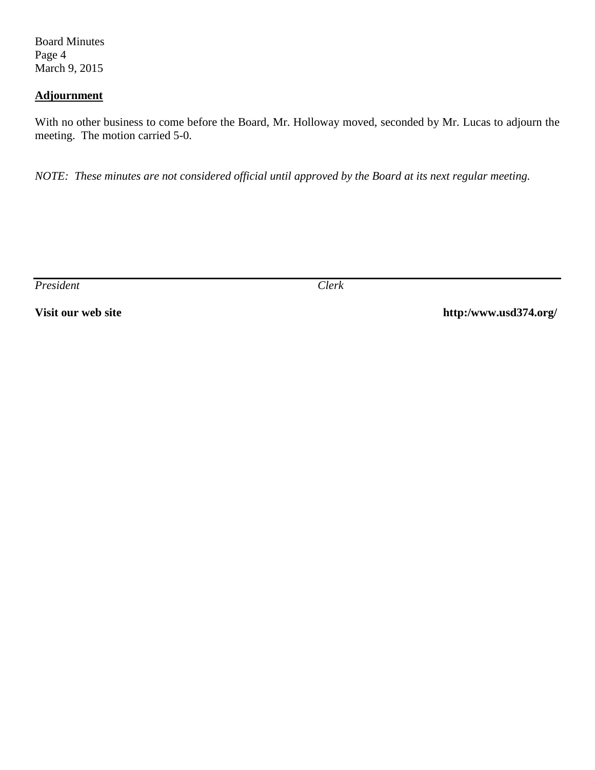**Adjournment**

With no other business to come before the Board, Mr. Holloway moved, seconded by Mr. Lucas to adjourn the meeting. The motion carried 5-0.

*NOTE: These minutes are not considered official until approved by the Board at its next regular meeting.*

---

*President* *Clerk*

**Visit our web site** **http:/www.usd374.org/**